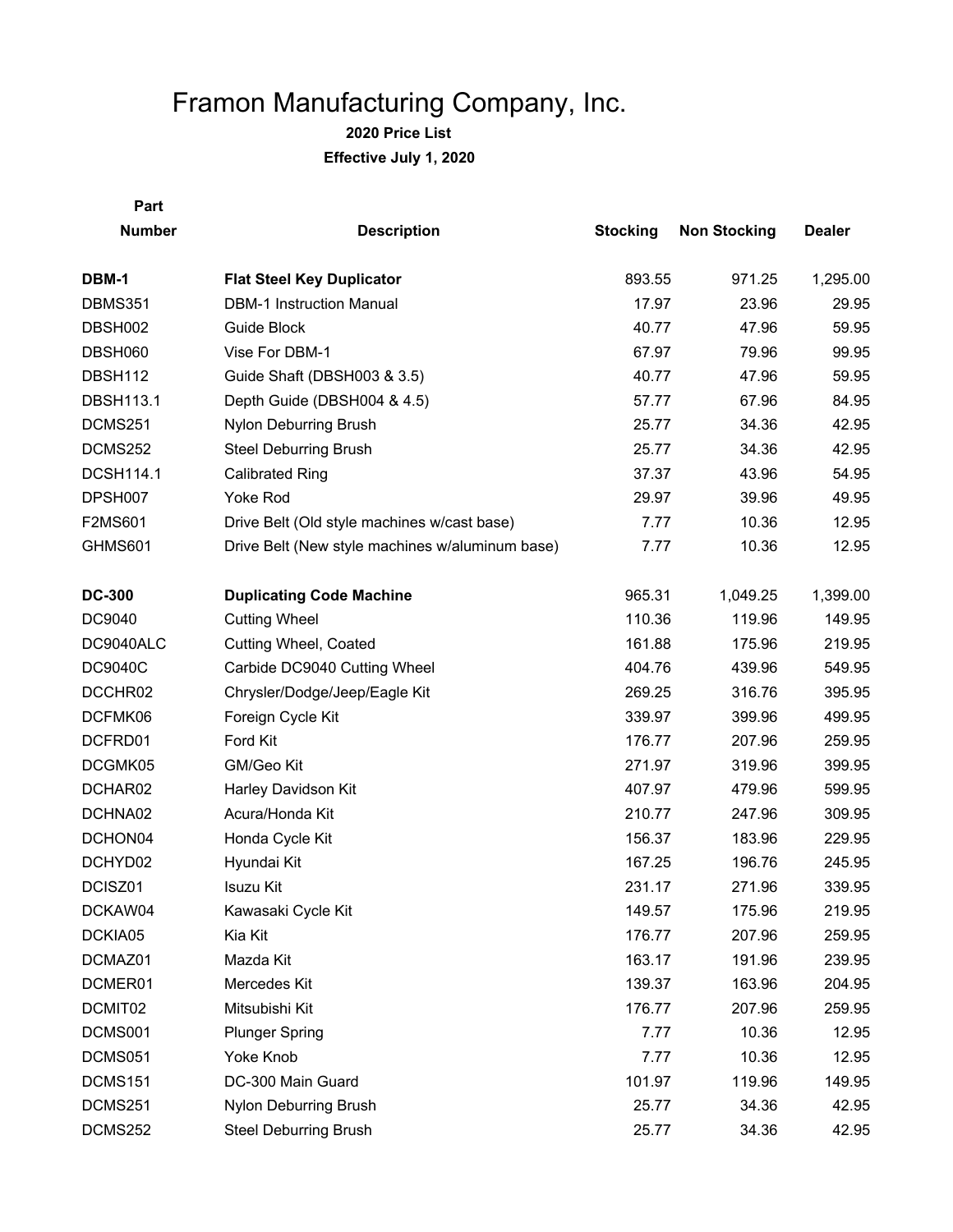# Framon Manufacturing Company, Inc.

**2020 Price List**

**Effective July 1, 2020**

| Part Number | Description | Stocking | Non Stocking | Dealer |
|---|---|---|---|---|
| **DBM-1** | **Flat Steel Key Duplicator** | 893.55 | 971.25 | 1,295.00 |
| DBMS351 | DBM-1 Instruction Manual | 17.97 | 23.96 | 29.95 |
| DBSH002 | Guide Block | 40.77 | 47.96 | 59.95 |
| DBSH060 | Vise For DBM-1 | 67.97 | 79.96 | 99.95 |
| DBSH112 | Guide Shaft (DBSH003 & 3.5) | 40.77 | 47.96 | 59.95 |
| DBSH113.1 | Depth Guide (DBSH004 & 4.5) | 57.77 | 67.96 | 84.95 |
| DCMS251 | Nylon Deburring Brush | 25.77 | 34.36 | 42.95 |
| DCMS252 | Steel Deburring Brush | 25.77 | 34.36 | 42.95 |
| DCSH114.1 | Calibrated Ring | 37.37 | 43.96 | 54.95 |
| DPSH007 | Yoke Rod | 29.97 | 39.96 | 49.95 |
| F2MS601 | Drive Belt (Old style machines w/cast base) | 7.77 | 10.36 | 12.95 |
| GHMS601 | Drive Belt (New style machines w/aluminum base) | 7.77 | 10.36 | 12.95 |
| | | | | |
| **DC-300** | **Duplicating Code Machine** | 965.31 | 1,049.25 | 1,399.00 |
| DC9040 | Cutting Wheel | 110.36 | 119.96 | 149.95 |
| DC9040ALC | Cutting Wheel, Coated | 161.88 | 175.96 | 219.95 |
| DC9040C | Carbide DC9040 Cutting Wheel | 404.76 | 439.96 | 549.95 |
| DCCHR02 | Chrysler/Dodge/Jeep/Eagle Kit | 269.25 | 316.76 | 395.95 |
| DCFMK06 | Foreign Cycle Kit | 339.97 | 399.96 | 499.95 |
| DCFRD01 | Ford Kit | 176.77 | 207.96 | 259.95 |
| DCGMK05 | GM/Geo Kit | 271.97 | 319.96 | 399.95 |
| DCHAR02 | Harley Davidson Kit | 407.97 | 479.96 | 599.95 |
| DCHNA02 | Acura/Honda Kit | 210.77 | 247.96 | 309.95 |
| DCHON04 | Honda Cycle Kit | 156.37 | 183.96 | 229.95 |
| DCHYD02 | Hyundai Kit | 167.25 | 196.76 | 245.95 |
| DCISZ01 | Isuzu Kit | 231.17 | 271.96 | 339.95 |
| DCKAW04 | Kawasaki Cycle Kit | 149.57 | 175.96 | 219.95 |
| DCKIA05 | Kia Kit | 176.77 | 207.96 | 259.95 |
| DCMAZ01 | Mazda Kit | 163.17 | 191.96 | 239.95 |
| DCMER01 | Mercedes Kit | 139.37 | 163.96 | 204.95 |
| DCMIT02 | Mitsubishi Kit | 176.77 | 207.96 | 259.95 |
| DCMS001 | Plunger Spring | 7.77 | 10.36 | 12.95 |
| DCMS051 | Yoke Knob | 7.77 | 10.36 | 12.95 |
| DCMS151 | DC-300 Main Guard | 101.97 | 119.96 | 149.95 |
| DCMS251 | Nylon Deburring Brush | 25.77 | 34.36 | 42.95 |
| DCMS252 | Steel Deburring Brush | 25.77 | 34.36 | 42.95 |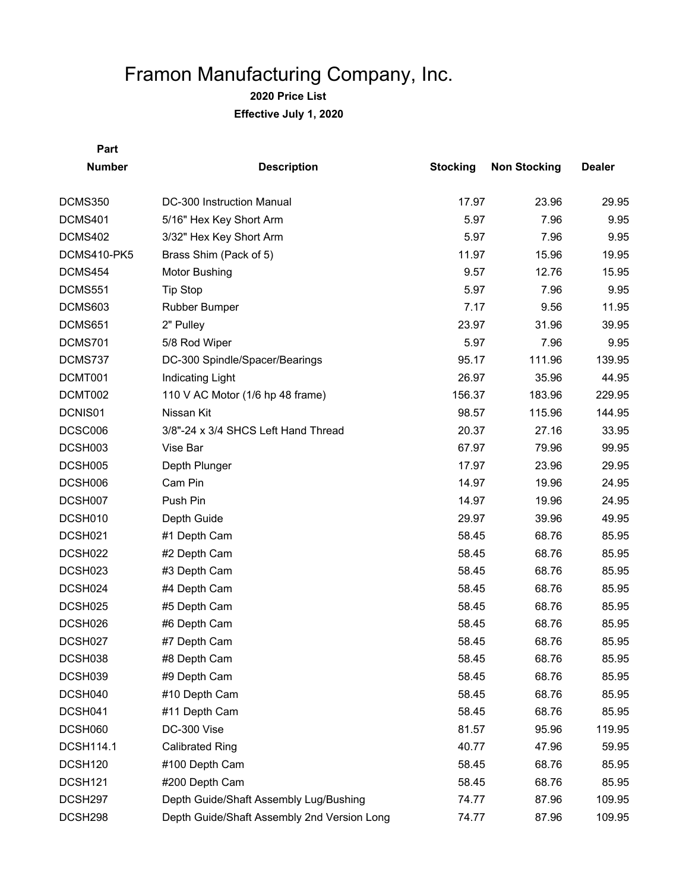# Framon Manufacturing Company, Inc.

**2020 Price List**

**Effective July 1, 2020**

| Part Number | Description | Stocking | Non Stocking | Dealer |
|---|---|---|---|---|
| DCMS350 | DC-300 Instruction Manual | 17.97 | 23.96 | 29.95 |
| DCMS401 | 5/16" Hex Key Short Arm | 5.97 | 7.96 | 9.95 |
| DCMS402 | 3/32" Hex Key Short Arm | 5.97 | 7.96 | 9.95 |
| DCMS410-PK5 | Brass Shim (Pack of 5) | 11.97 | 15.96 | 19.95 |
| DCMS454 | Motor Bushing | 9.57 | 12.76 | 15.95 |
| DCMS551 | Tip Stop | 5.97 | 7.96 | 9.95 |
| DCMS603 | Rubber Bumper | 7.17 | 9.56 | 11.95 |
| DCMS651 | 2" Pulley | 23.97 | 31.96 | 39.95 |
| DCMS701 | 5/8 Rod Wiper | 5.97 | 7.96 | 9.95 |
| DCMS737 | DC-300 Spindle/Spacer/Bearings | 95.17 | 111.96 | 139.95 |
| DCMT001 | Indicating Light | 26.97 | 35.96 | 44.95 |
| DCMT002 | 110 V AC Motor (1/6 hp 48 frame) | 156.37 | 183.96 | 229.95 |
| DCNIS01 | Nissan Kit | 98.57 | 115.96 | 144.95 |
| DCSC006 | 3/8"-24 x 3/4 SHCS Left Hand Thread | 20.37 | 27.16 | 33.95 |
| DCSH003 | Vise Bar | 67.97 | 79.96 | 99.95 |
| DCSH005 | Depth Plunger | 17.97 | 23.96 | 29.95 |
| DCSH006 | Cam Pin | 14.97 | 19.96 | 24.95 |
| DCSH007 | Push Pin | 14.97 | 19.96 | 24.95 |
| DCSH010 | Depth Guide | 29.97 | 39.96 | 49.95 |
| DCSH021 | #1 Depth Cam | 58.45 | 68.76 | 85.95 |
| DCSH022 | #2 Depth Cam | 58.45 | 68.76 | 85.95 |
| DCSH023 | #3 Depth Cam | 58.45 | 68.76 | 85.95 |
| DCSH024 | #4 Depth Cam | 58.45 | 68.76 | 85.95 |
| DCSH025 | #5 Depth Cam | 58.45 | 68.76 | 85.95 |
| DCSH026 | #6 Depth Cam | 58.45 | 68.76 | 85.95 |
| DCSH027 | #7 Depth Cam | 58.45 | 68.76 | 85.95 |
| DCSH038 | #8 Depth Cam | 58.45 | 68.76 | 85.95 |
| DCSH039 | #9 Depth Cam | 58.45 | 68.76 | 85.95 |
| DCSH040 | #10 Depth Cam | 58.45 | 68.76 | 85.95 |
| DCSH041 | #11 Depth Cam | 58.45 | 68.76 | 85.95 |
| DCSH060 | DC-300 Vise | 81.57 | 95.96 | 119.95 |
| DCSH114.1 | Calibrated Ring | 40.77 | 47.96 | 59.95 |
| DCSH120 | #100 Depth Cam | 58.45 | 68.76 | 85.95 |
| DCSH121 | #200 Depth Cam | 58.45 | 68.76 | 85.95 |
| DCSH297 | Depth Guide/Shaft Assembly Lug/Bushing | 74.77 | 87.96 | 109.95 |
| DCSH298 | Depth Guide/Shaft Assembly 2nd Version Long | 74.77 | 87.96 | 109.95 |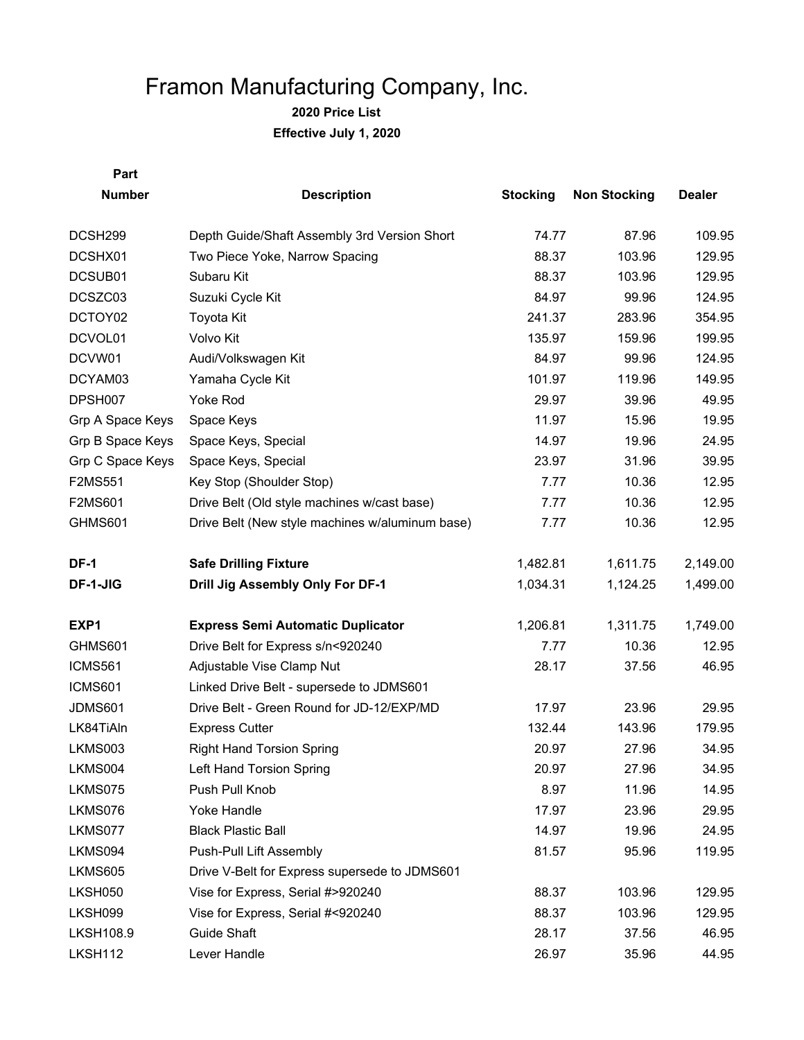# Framon Manufacturing Company, Inc.

**2020 Price List**

**Effective July 1, 2020**

| Part Number | Description | Stocking | Non Stocking | Dealer |
|---|---|---|---|---|
| DCSH299 | Depth Guide/Shaft Assembly 3rd Version Short | 74.77 | 87.96 | 109.95 |
| DCSHX01 | Two Piece Yoke, Narrow Spacing | 88.37 | 103.96 | 129.95 |
| DCSUB01 | Subaru Kit | 88.37 | 103.96 | 129.95 |
| DCSZC03 | Suzuki Cycle Kit | 84.97 | 99.96 | 124.95 |
| DCTOY02 | Toyota Kit | 241.37 | 283.96 | 354.95 |
| DCVOL01 | Volvo Kit | 135.97 | 159.96 | 199.95 |
| DCVW01 | Audi/Volkswagen Kit | 84.97 | 99.96 | 124.95 |
| DCYAM03 | Yamaha Cycle Kit | 101.97 | 119.96 | 149.95 |
| DPSH007 | Yoke Rod | 29.97 | 39.96 | 49.95 |
| Grp A Space Keys | Space Keys | 11.97 | 15.96 | 19.95 |
| Grp B Space Keys | Space Keys, Special | 14.97 | 19.96 | 24.95 |
| Grp C Space Keys | Space Keys, Special | 23.97 | 31.96 | 39.95 |
| F2MS551 | Key Stop (Shoulder Stop) | 7.77 | 10.36 | 12.95 |
| F2MS601 | Drive Belt (Old style machines w/cast base) | 7.77 | 10.36 | 12.95 |
| GHMS601 | Drive Belt (New style machines w/aluminum base) | 7.77 | 10.36 | 12.95 |
| **DF-1** | **Safe Drilling Fixture** | 1,482.81 | 1,611.75 | 2,149.00 |
| **DF-1-JIG** | **Drill Jig Assembly Only For DF-1** | 1,034.31 | 1,124.25 | 1,499.00 |
| **EXP1** | **Express Semi Automatic Duplicator** | 1,206.81 | 1,311.75 | 1,749.00 |
| GHMS601 | Drive Belt for Express s/n<920240 | 7.77 | 10.36 | 12.95 |
| ICMS561 | Adjustable Vise Clamp Nut | 28.17 | 37.56 | 46.95 |
| ICMS601 | Linked Drive Belt - supersede to JDMS601 | | | |
| JDMS601 | Drive Belt - Green Round for JD-12/EXP/MD | 17.97 | 23.96 | 29.95 |
| LK84TiAln | Express Cutter | 132.44 | 143.96 | 179.95 |
| LKMS003 | Right Hand Torsion Spring | 20.97 | 27.96 | 34.95 |
| LKMS004 | Left Hand Torsion Spring | 20.97 | 27.96 | 34.95 |
| LKMS075 | Push Pull Knob | 8.97 | 11.96 | 14.95 |
| LKMS076 | Yoke Handle | 17.97 | 23.96 | 29.95 |
| LKMS077 | Black Plastic Ball | 14.97 | 19.96 | 24.95 |
| LKMS094 | Push-Pull Lift Assembly | 81.57 | 95.96 | 119.95 |
| LKMS605 | Drive V-Belt for Express supersede to JDMS601 | | | |
| LKSH050 | Vise for Express, Serial #>920240 | 88.37 | 103.96 | 129.95 |
| LKSH099 | Vise for Express, Serial #<920240 | 88.37 | 103.96 | 129.95 |
| LKSH108.9 | Guide Shaft | 28.17 | 37.56 | 46.95 |
| LKSH112 | Lever Handle | 26.97 | 35.96 | 44.95 |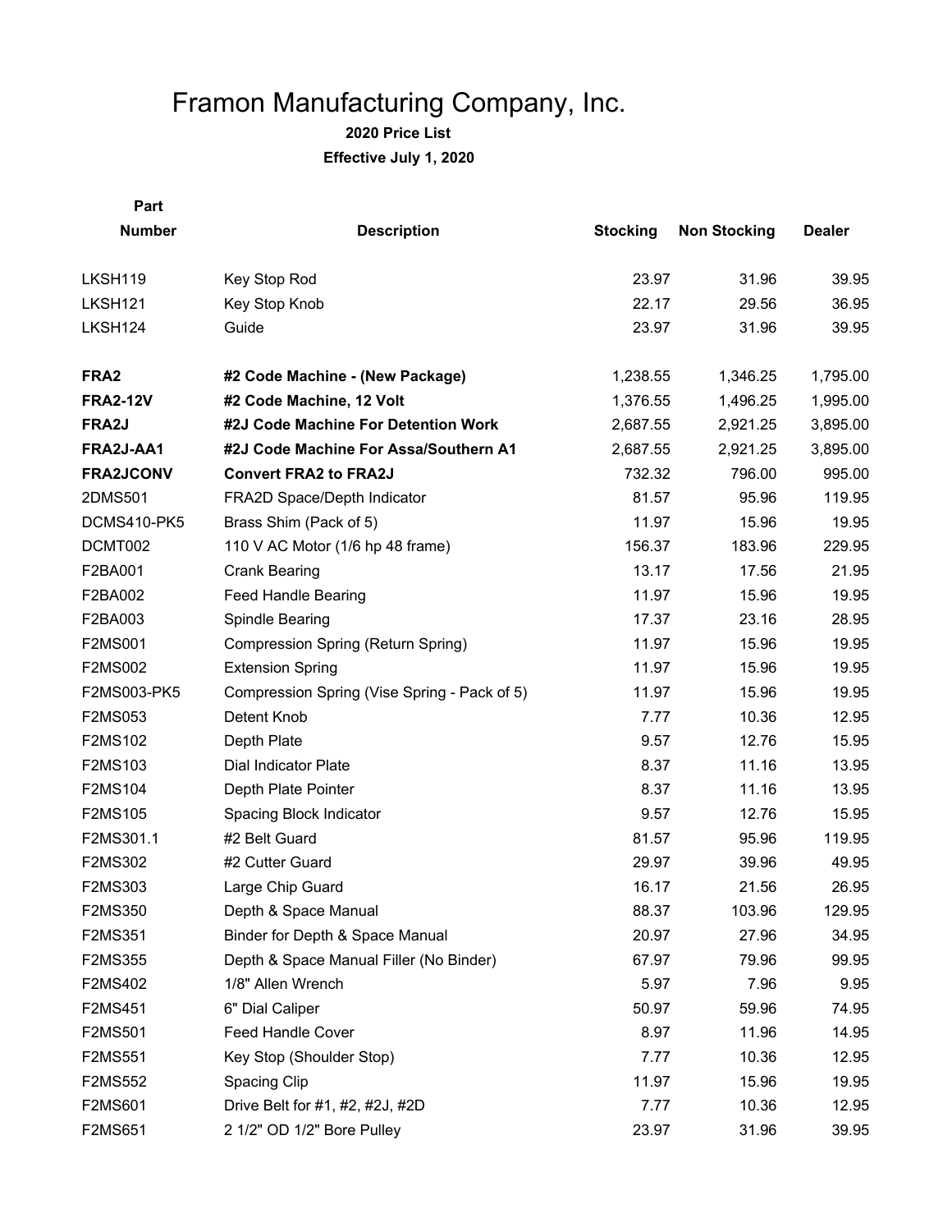# Framon Manufacturing Company, Inc.

**2020 Price List**

**Effective July 1, 2020**

| Part Number | Description | Stocking | Non Stocking | Dealer |
|---|---|---|---|---|
| LKSH119 | Key Stop Rod | 23.97 | 31.96 | 39.95 |
| LKSH121 | Key Stop Knob | 22.17 | 29.56 | 36.95 |
| LKSH124 | Guide | 23.97 | 31.96 | 39.95 |
| | | | | |
| **FRA2** | **#2 Code Machine - (New Package)** | 1,238.55 | 1,346.25 | 1,795.00 |
| **FRA2-12V** | **#2 Code Machine, 12 Volt** | 1,376.55 | 1,496.25 | 1,995.00 |
| **FRA2J** | **#2J Code Machine For Detention Work** | 2,687.55 | 2,921.25 | 3,895.00 |
| **FRA2J-AA1** | **#2J Code Machine For Assa/Southern A1** | 2,687.55 | 2,921.25 | 3,895.00 |
| **FRA2JCONV** | **Convert FRA2 to FRA2J** | 732.32 | 796.00 | 995.00 |
| 2DMS501 | FRA2D Space/Depth Indicator | 81.57 | 95.96 | 119.95 |
| DCMS410-PK5 | Brass Shim (Pack of 5) | 11.97 | 15.96 | 19.95 |
| DCMT002 | 110 V AC Motor (1/6 hp 48 frame) | 156.37 | 183.96 | 229.95 |
| F2BA001 | Crank Bearing | 13.17 | 17.56 | 21.95 |
| F2BA002 | Feed Handle Bearing | 11.97 | 15.96 | 19.95 |
| F2BA003 | Spindle Bearing | 17.37 | 23.16 | 28.95 |
| F2MS001 | Compression Spring (Return Spring) | 11.97 | 15.96 | 19.95 |
| F2MS002 | Extension Spring | 11.97 | 15.96 | 19.95 |
| F2MS003-PK5 | Compression Spring (Vise Spring - Pack of 5) | 11.97 | 15.96 | 19.95 |
| F2MS053 | Detent Knob | 7.77 | 10.36 | 12.95 |
| F2MS102 | Depth Plate | 9.57 | 12.76 | 15.95 |
| F2MS103 | Dial Indicator Plate | 8.37 | 11.16 | 13.95 |
| F2MS104 | Depth Plate Pointer | 8.37 | 11.16 | 13.95 |
| F2MS105 | Spacing Block Indicator | 9.57 | 12.76 | 15.95 |
| F2MS301.1 | #2 Belt Guard | 81.57 | 95.96 | 119.95 |
| F2MS302 | #2 Cutter Guard | 29.97 | 39.96 | 49.95 |
| F2MS303 | Large Chip Guard | 16.17 | 21.56 | 26.95 |
| F2MS350 | Depth & Space Manual | 88.37 | 103.96 | 129.95 |
| F2MS351 | Binder for Depth & Space Manual | 20.97 | 27.96 | 34.95 |
| F2MS355 | Depth & Space Manual Filler (No Binder) | 67.97 | 79.96 | 99.95 |
| F2MS402 | 1/8" Allen Wrench | 5.97 | 7.96 | 9.95 |
| F2MS451 | 6" Dial Caliper | 50.97 | 59.96 | 74.95 |
| F2MS501 | Feed Handle Cover | 8.97 | 11.96 | 14.95 |
| F2MS551 | Key Stop (Shoulder Stop) | 7.77 | 10.36 | 12.95 |
| F2MS552 | Spacing Clip | 11.97 | 15.96 | 19.95 |
| F2MS601 | Drive Belt for #1, #2, #2J, #2D | 7.77 | 10.36 | 12.95 |
| F2MS651 | 2 1/2" OD 1/2" Bore Pulley | 23.97 | 31.96 | 39.95 |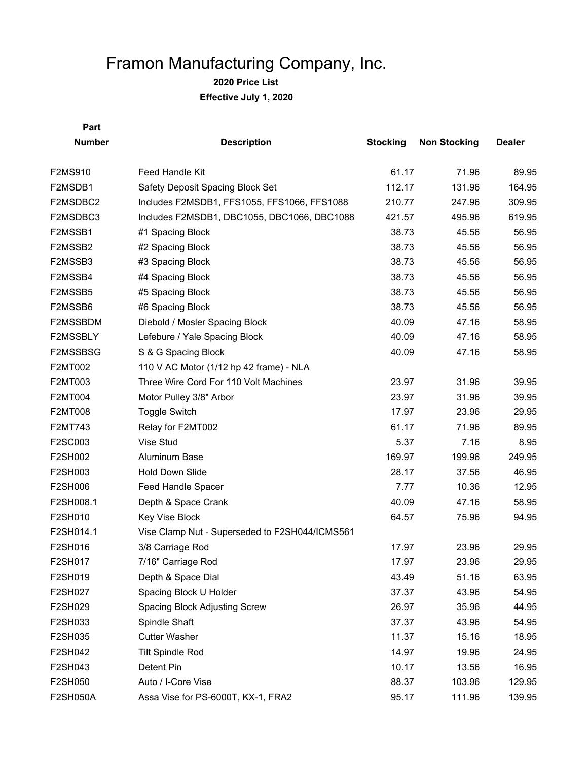# Framon Manufacturing Company, Inc.

**2020 Price List**

**Effective July 1, 2020**

| Part Number | Description | Stocking | Non Stocking | Dealer |
|---|---|---|---|---|
| F2MS910 | Feed Handle Kit | 61.17 | 71.96 | 89.95 |
| F2MSDB1 | Safety Deposit Spacing Block Set | 112.17 | 131.96 | 164.95 |
| F2MSDBC2 | Includes F2MSDB1, FFS1055, FFS1066, FFS1088 | 210.77 | 247.96 | 309.95 |
| F2MSDBC3 | Includes F2MSDB1, DBC1055, DBC1066, DBC1088 | 421.57 | 495.96 | 619.95 |
| F2MSSB1 | #1 Spacing Block | 38.73 | 45.56 | 56.95 |
| F2MSSB2 | #2 Spacing Block | 38.73 | 45.56 | 56.95 |
| F2MSSB3 | #3 Spacing Block | 38.73 | 45.56 | 56.95 |
| F2MSSB4 | #4 Spacing Block | 38.73 | 45.56 | 56.95 |
| F2MSSB5 | #5 Spacing Block | 38.73 | 45.56 | 56.95 |
| F2MSSB6 | #6 Spacing Block | 38.73 | 45.56 | 56.95 |
| F2MSSBDM | Diebold / Mosler Spacing Block | 40.09 | 47.16 | 58.95 |
| F2MSSBLY | Lefebure / Yale Spacing Block | 40.09 | 47.16 | 58.95 |
| F2MSSBSG | S & G Spacing Block | 40.09 | 47.16 | 58.95 |
| F2MT002 | 110 V AC Motor (1/12 hp 42 frame) - NLA | | | |
| F2MT003 | Three Wire Cord For 110 Volt Machines | 23.97 | 31.96 | 39.95 |
| F2MT004 | Motor Pulley 3/8" Arbor | 23.97 | 31.96 | 39.95 |
| F2MT008 | Toggle Switch | 17.97 | 23.96 | 29.95 |
| F2MT743 | Relay for F2MT002 | 61.17 | 71.96 | 89.95 |
| F2SC003 | Vise Stud | 5.37 | 7.16 | 8.95 |
| F2SH002 | Aluminum Base | 169.97 | 199.96 | 249.95 |
| F2SH003 | Hold Down Slide | 28.17 | 37.56 | 46.95 |
| F2SH006 | Feed Handle Spacer | 7.77 | 10.36 | 12.95 |
| F2SH008.1 | Depth & Space Crank | 40.09 | 47.16 | 58.95 |
| F2SH010 | Key Vise Block | 64.57 | 75.96 | 94.95 |
| F2SH014.1 | Vise Clamp Nut - Superseded to F2SH044/ICMS561 | | | |
| F2SH016 | 3/8 Carriage Rod | 17.97 | 23.96 | 29.95 |
| F2SH017 | 7/16" Carriage Rod | 17.97 | 23.96 | 29.95 |
| F2SH019 | Depth & Space Dial | 43.49 | 51.16 | 63.95 |
| F2SH027 | Spacing Block U Holder | 37.37 | 43.96 | 54.95 |
| F2SH029 | Spacing Block Adjusting Screw | 26.97 | 35.96 | 44.95 |
| F2SH033 | Spindle Shaft | 37.37 | 43.96 | 54.95 |
| F2SH035 | Cutter Washer | 11.37 | 15.16 | 18.95 |
| F2SH042 | Tilt Spindle Rod | 14.97 | 19.96 | 24.95 |
| F2SH043 | Detent Pin | 10.17 | 13.56 | 16.95 |
| F2SH050 | Auto / I-Core Vise | 88.37 | 103.96 | 129.95 |
| F2SH050A | Assa Vise for PS-6000T, KX-1, FRA2 | 95.17 | 111.96 | 139.95 |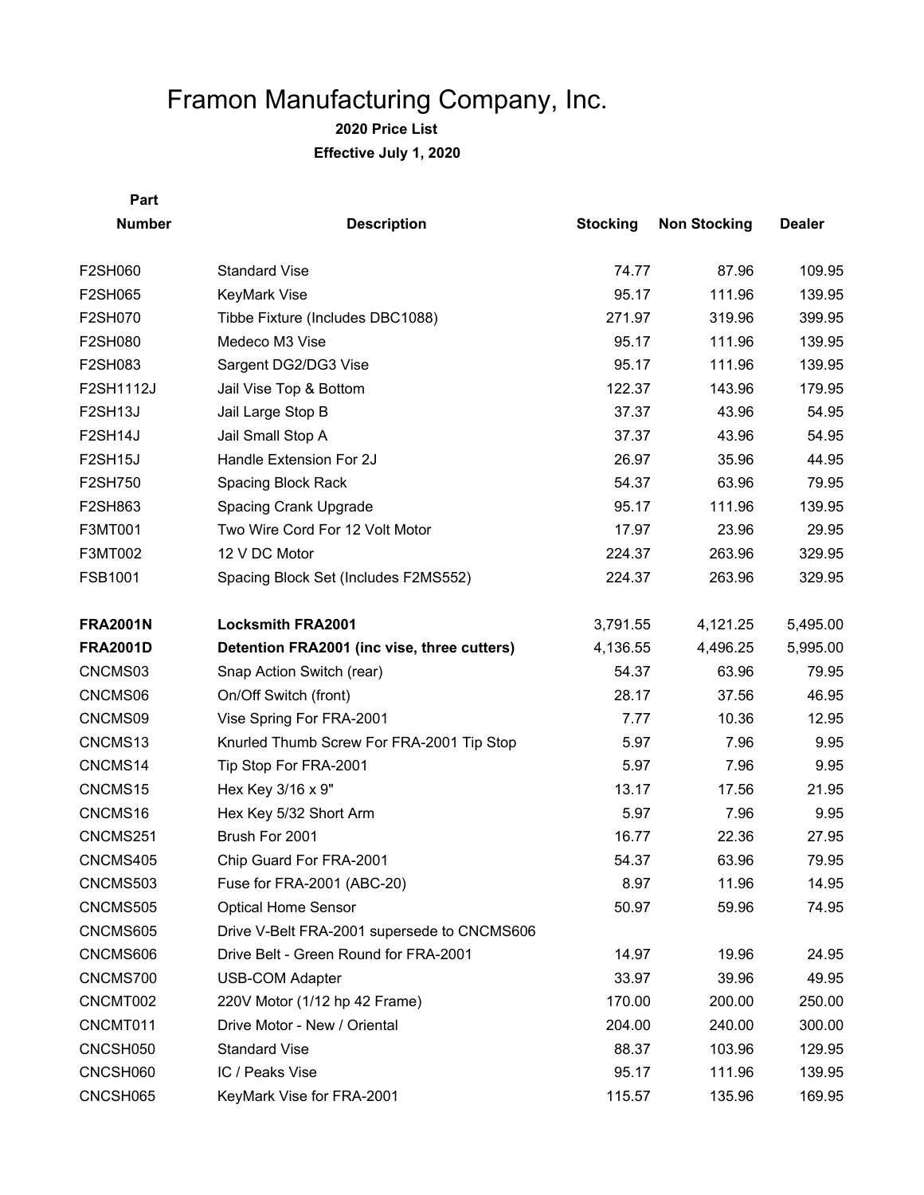# Framon Manufacturing Company, Inc.

**2020 Price List**

**Effective July 1, 2020**

| Part Number | Description | Stocking | Non Stocking | Dealer |
|---|---|---|---|---|
| F2SH060 | Standard Vise | 74.77 | 87.96 | 109.95 |
| F2SH065 | KeyMark Vise | 95.17 | 111.96 | 139.95 |
| F2SH070 | Tibbe Fixture (Includes DBC1088) | 271.97 | 319.96 | 399.95 |
| F2SH080 | Medeco M3 Vise | 95.17 | 111.96 | 139.95 |
| F2SH083 | Sargent DG2/DG3 Vise | 95.17 | 111.96 | 139.95 |
| F2SH1112J | Jail Vise Top & Bottom | 122.37 | 143.96 | 179.95 |
| F2SH13J | Jail Large Stop B | 37.37 | 43.96 | 54.95 |
| F2SH14J | Jail Small Stop A | 37.37 | 43.96 | 54.95 |
| F2SH15J | Handle Extension For 2J | 26.97 | 35.96 | 44.95 |
| F2SH750 | Spacing Block Rack | 54.37 | 63.96 | 79.95 |
| F2SH863 | Spacing Crank Upgrade | 95.17 | 111.96 | 139.95 |
| F3MT001 | Two Wire Cord For 12 Volt Motor | 17.97 | 23.96 | 29.95 |
| F3MT002 | 12 V DC Motor | 224.37 | 263.96 | 329.95 |
| FSB1001 | Spacing Block Set (Includes F2MS552) | 224.37 | 263.96 | 329.95 |
| | | | | |
| **FRA2001N** | **Locksmith FRA2001** | 3,791.55 | 4,121.25 | 5,495.00 |
| **FRA2001D** | **Detention FRA2001 (inc vise, three cutters)** | 4,136.55 | 4,496.25 | 5,995.00 |
| CNCMS03 | Snap Action Switch (rear) | 54.37 | 63.96 | 79.95 |
| CNCMS06 | On/Off Switch (front) | 28.17 | 37.56 | 46.95 |
| CNCMS09 | Vise Spring For FRA-2001 | 7.77 | 10.36 | 12.95 |
| CNCMS13 | Knurled Thumb Screw For FRA-2001 Tip Stop | 5.97 | 7.96 | 9.95 |
| CNCMS14 | Tip Stop For FRA-2001 | 5.97 | 7.96 | 9.95 |
| CNCMS15 | Hex Key 3/16 x 9" | 13.17 | 17.56 | 21.95 |
| CNCMS16 | Hex Key 5/32 Short Arm | 5.97 | 7.96 | 9.95 |
| CNCMS251 | Brush For 2001 | 16.77 | 22.36 | 27.95 |
| CNCMS405 | Chip Guard For FRA-2001 | 54.37 | 63.96 | 79.95 |
| CNCMS503 | Fuse for FRA-2001 (ABC-20) | 8.97 | 11.96 | 14.95 |
| CNCMS505 | Optical Home Sensor | 50.97 | 59.96 | 74.95 |
| CNCMS605 | Drive V-Belt FRA-2001 supersede to CNCMS606 | | | |
| CNCMS606 | Drive Belt - Green Round for FRA-2001 | 14.97 | 19.96 | 24.95 |
| CNCMS700 | USB-COM Adapter | 33.97 | 39.96 | 49.95 |
| CNCMT002 | 220V Motor (1/12 hp 42 Frame) | 170.00 | 200.00 | 250.00 |
| CNCMT011 | Drive Motor - New / Oriental | 204.00 | 240.00 | 300.00 |
| CNCSH050 | Standard Vise | 88.37 | 103.96 | 129.95 |
| CNCSH060 | IC / Peaks Vise | 95.17 | 111.96 | 139.95 |
| CNCSH065 | KeyMark Vise for FRA-2001 | 115.57 | 135.96 | 169.95 |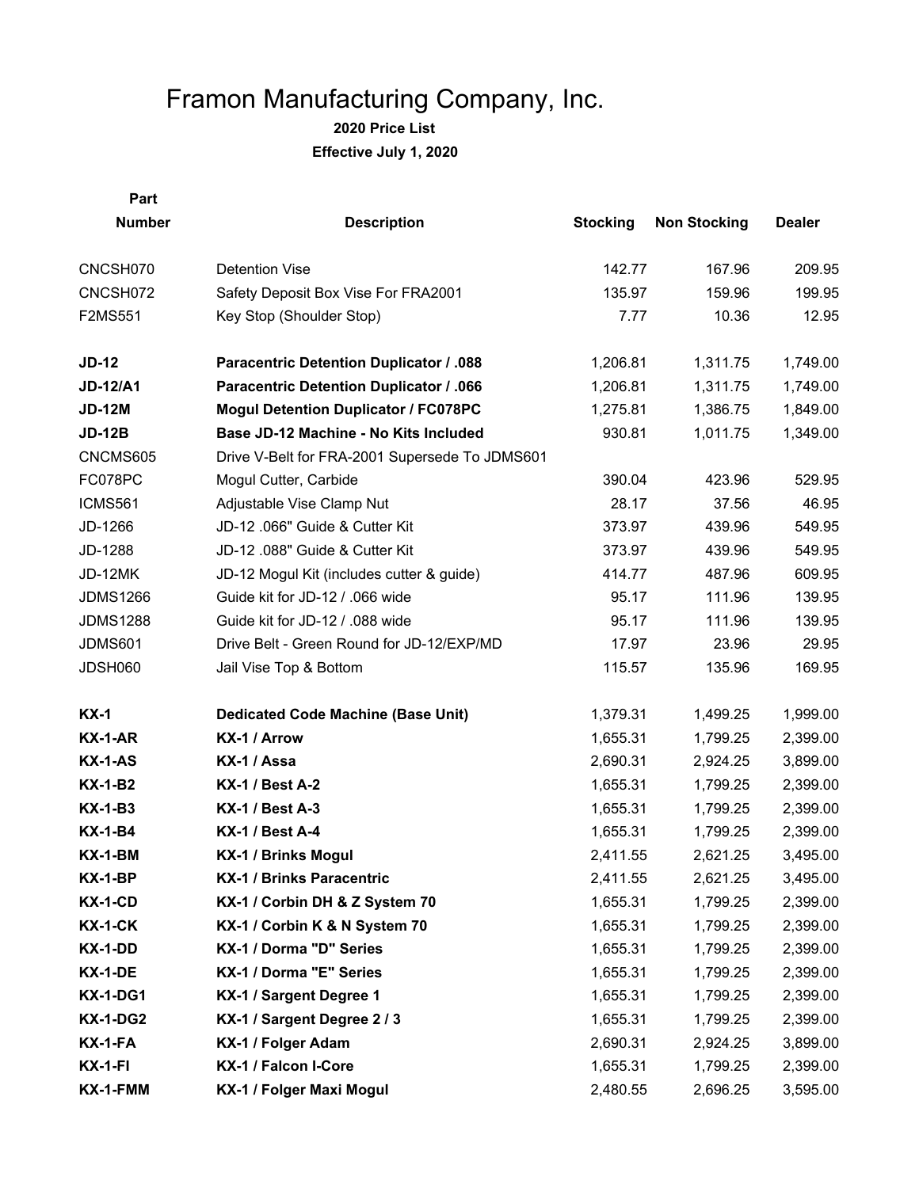# Framon Manufacturing Company, Inc.

**2020 Price List**

**Effective July 1, 2020**

| Part Number | Description | Stocking | Non Stocking | Dealer |
|---|---|---|---|---|
| CNCSH070 | Detention Vise | 142.77 | 167.96 | 209.95 |
| CNCSH072 | Safety Deposit Box Vise For FRA2001 | 135.97 | 159.96 | 199.95 |
| F2MS551 | Key Stop (Shoulder Stop) | 7.77 | 10.36 | 12.95 |
| | | | | |
| **JD-12** | **Paracentric Detention Duplicator / .088** | 1,206.81 | 1,311.75 | 1,749.00 |
| **JD-12/A1** | **Paracentric Detention Duplicator / .066** | 1,206.81 | 1,311.75 | 1,749.00 |
| **JD-12M** | **Mogul Detention Duplicator / FC078PC** | 1,275.81 | 1,386.75 | 1,849.00 |
| **JD-12B** | **Base JD-12 Machine - No Kits Included** | 930.81 | 1,011.75 | 1,349.00 |
| CNCMS605 | Drive V-Belt for FRA-2001 Supersede To JDMS601 | | | |
| FC078PC | Mogul Cutter, Carbide | 390.04 | 423.96 | 529.95 |
| ICMS561 | Adjustable Vise Clamp Nut | 28.17 | 37.56 | 46.95 |
| JD-1266 | JD-12 .066" Guide & Cutter Kit | 373.97 | 439.96 | 549.95 |
| JD-1288 | JD-12 .088" Guide & Cutter Kit | 373.97 | 439.96 | 549.95 |
| JD-12MK | JD-12 Mogul Kit (includes cutter & guide) | 414.77 | 487.96 | 609.95 |
| JDMS1266 | Guide kit for JD-12 / .066 wide | 95.17 | 111.96 | 139.95 |
| JDMS1288 | Guide kit for JD-12 / .088 wide | 95.17 | 111.96 | 139.95 |
| JDMS601 | Drive Belt - Green Round for JD-12/EXP/MD | 17.97 | 23.96 | 29.95 |
| JDSH060 | Jail Vise Top & Bottom | 115.57 | 135.96 | 169.95 |
| | | | | |
| **KX-1** | **Dedicated Code Machine (Base Unit)** | 1,379.31 | 1,499.25 | 1,999.00 |
| **KX-1-AR** | **KX-1 / Arrow** | 1,655.31 | 1,799.25 | 2,399.00 |
| **KX-1-AS** | **KX-1 / Assa** | 2,690.31 | 2,924.25 | 3,899.00 |
| **KX-1-B2** | **KX-1 / Best A-2** | 1,655.31 | 1,799.25 | 2,399.00 |
| **KX-1-B3** | **KX-1 / Best A-3** | 1,655.31 | 1,799.25 | 2,399.00 |
| **KX-1-B4** | **KX-1 / Best A-4** | 1,655.31 | 1,799.25 | 2,399.00 |
| **KX-1-BM** | **KX-1 / Brinks Mogul** | 2,411.55 | 2,621.25 | 3,495.00 |
| **KX-1-BP** | **KX-1 / Brinks Paracentric** | 2,411.55 | 2,621.25 | 3,495.00 |
| **KX-1-CD** | **KX-1 / Corbin DH & Z System 70** | 1,655.31 | 1,799.25 | 2,399.00 |
| **KX-1-CK** | **KX-1 / Corbin K & N System 70** | 1,655.31 | 1,799.25 | 2,399.00 |
| **KX-1-DD** | **KX-1 / Dorma "D" Series** | 1,655.31 | 1,799.25 | 2,399.00 |
| **KX-1-DE** | **KX-1 / Dorma "E" Series** | 1,655.31 | 1,799.25 | 2,399.00 |
| **KX-1-DG1** | **KX-1 / Sargent Degree 1** | 1,655.31 | 1,799.25 | 2,399.00 |
| **KX-1-DG2** | **KX-1 / Sargent Degree 2 / 3** | 1,655.31 | 1,799.25 | 2,399.00 |
| **KX-1-FA** | **KX-1 / Folger Adam** | 2,690.31 | 2,924.25 | 3,899.00 |
| **KX-1-FI** | **KX-1 / Falcon I-Core** | 1,655.31 | 1,799.25 | 2,399.00 |
| **KX-1-FMM** | **KX-1 / Folger Maxi Mogul** | 2,480.55 | 2,696.25 | 3,595.00 |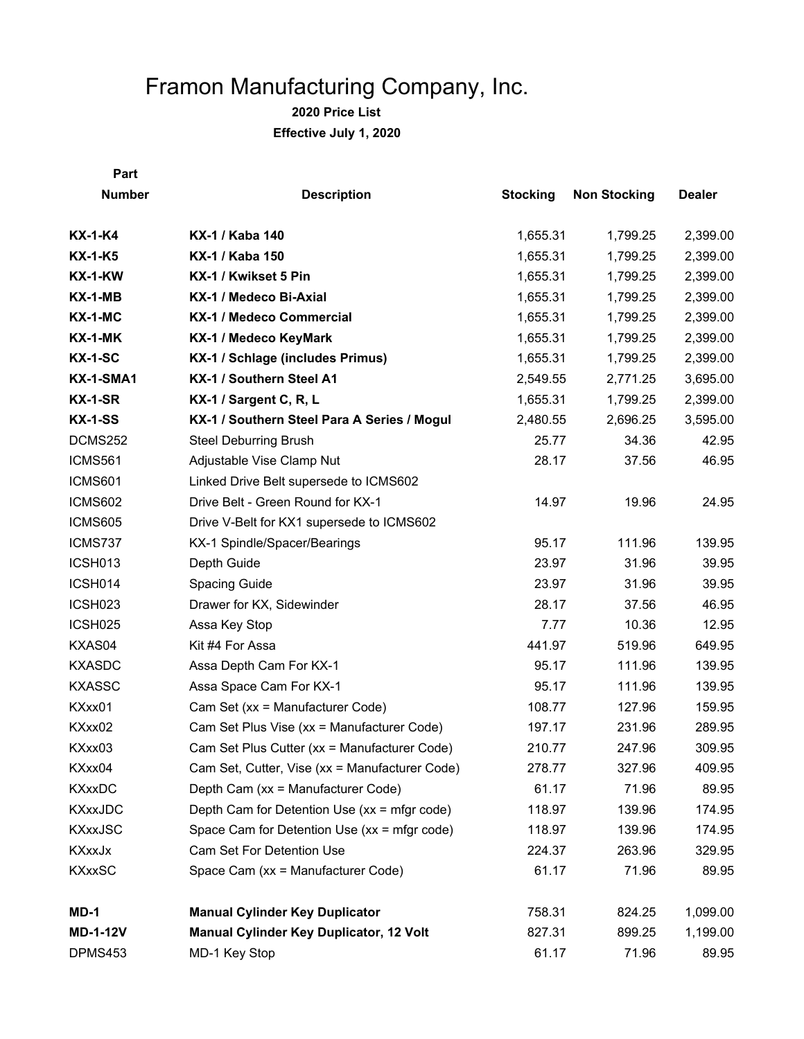# Framon Manufacturing Company, Inc.

**2020 Price List**

**Effective July 1, 2020**

| Part Number | Description | Stocking | Non Stocking | Dealer |
|---|---|---|---|---|
| **KX-1-K4** | **KX-1 / Kaba 140** | 1,655.31 | 1,799.25 | 2,399.00 |
| **KX-1-K5** | **KX-1 / Kaba 150** | 1,655.31 | 1,799.25 | 2,399.00 |
| **KX-1-KW** | **KX-1 / Kwikset 5 Pin** | 1,655.31 | 1,799.25 | 2,399.00 |
| **KX-1-MB** | **KX-1 / Medeco Bi-Axial** | 1,655.31 | 1,799.25 | 2,399.00 |
| **KX-1-MC** | **KX-1 / Medeco Commercial** | 1,655.31 | 1,799.25 | 2,399.00 |
| **KX-1-MK** | **KX-1 / Medeco KeyMark** | 1,655.31 | 1,799.25 | 2,399.00 |
| **KX-1-SC** | **KX-1 / Schlage (includes Primus)** | 1,655.31 | 1,799.25 | 2,399.00 |
| **KX-1-SMA1** | **KX-1 / Southern Steel A1** | 2,549.55 | 2,771.25 | 3,695.00 |
| **KX-1-SR** | **KX-1 / Sargent C, R, L** | 1,655.31 | 1,799.25 | 2,399.00 |
| **KX-1-SS** | **KX-1 / Southern Steel Para A Series / Mogul** | 2,480.55 | 2,696.25 | 3,595.00 |
| DCMS252 | Steel Deburring Brush | 25.77 | 34.36 | 42.95 |
| ICMS561 | Adjustable Vise Clamp Nut | 28.17 | 37.56 | 46.95 |
| ICMS601 | Linked Drive Belt supersede to ICMS602 | | | |
| ICMS602 | Drive Belt - Green Round for KX-1 | 14.97 | 19.96 | 24.95 |
| ICMS605 | Drive V-Belt for KX1 supersede to ICMS602 | | | |
| ICMS737 | KX-1 Spindle/Spacer/Bearings | 95.17 | 111.96 | 139.95 |
| ICSH013 | Depth Guide | 23.97 | 31.96 | 39.95 |
| ICSH014 | Spacing Guide | 23.97 | 31.96 | 39.95 |
| ICSH023 | Drawer for KX, Sidewinder | 28.17 | 37.56 | 46.95 |
| ICSH025 | Assa Key Stop | 7.77 | 10.36 | 12.95 |
| KXAS04 | Kit #4 For Assa | 441.97 | 519.96 | 649.95 |
| KXASDC | Assa Depth Cam For KX-1 | 95.17 | 111.96 | 139.95 |
| KXASSC | Assa Space Cam For KX-1 | 95.17 | 111.96 | 139.95 |
| KXxx01 | Cam Set (xx = Manufacturer Code) | 108.77 | 127.96 | 159.95 |
| KXxx02 | Cam Set Plus Vise (xx = Manufacturer Code) | 197.17 | 231.96 | 289.95 |
| KXxx03 | Cam Set Plus Cutter (xx = Manufacturer Code) | 210.77 | 247.96 | 309.95 |
| KXxx04 | Cam Set, Cutter, Vise (xx = Manufacturer Code) | 278.77 | 327.96 | 409.95 |
| KXxxDC | Depth Cam (xx = Manufacturer Code) | 61.17 | 71.96 | 89.95 |
| KXxxJDC | Depth Cam for Detention Use (xx = mfgr code) | 118.97 | 139.96 | 174.95 |
| KXxxJSC | Space Cam for Detention Use (xx = mfgr code) | 118.97 | 139.96 | 174.95 |
| KXxxJx | Cam Set For Detention Use | 224.37 | 263.96 | 329.95 |
| KXxxSC | Space Cam (xx = Manufacturer Code) | 61.17 | 71.96 | 89.95 |
| | | | | |
| **MD-1** | **Manual Cylinder Key Duplicator** | 758.31 | 824.25 | 1,099.00 |
| **MD-1-12V** | **Manual Cylinder Key Duplicator, 12 Volt** | 827.31 | 899.25 | 1,199.00 |
| DPMS453 | MD-1 Key Stop | 61.17 | 71.96 | 89.95 |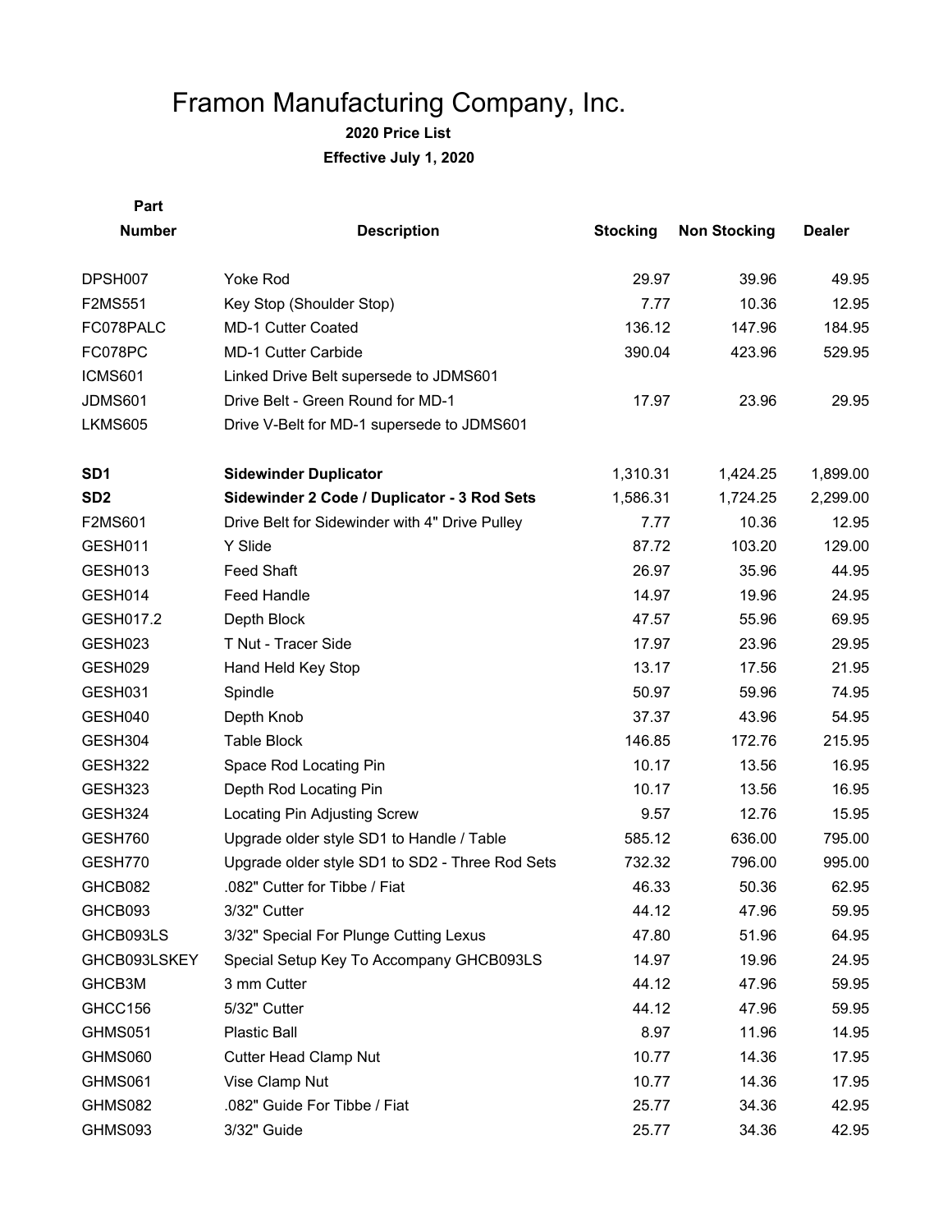# Framon Manufacturing Company, Inc.

**2020 Price List**

**Effective July 1, 2020**

| Part Number | Description | Stocking | Non Stocking | Dealer |
|---|---|---|---|---|
| DPSH007 | Yoke Rod | 29.97 | 39.96 | 49.95 |
| F2MS551 | Key Stop (Shoulder Stop) | 7.77 | 10.36 | 12.95 |
| FC078PALC | MD-1 Cutter Coated | 136.12 | 147.96 | 184.95 |
| FC078PC | MD-1 Cutter Carbide | 390.04 | 423.96 | 529.95 |
| ICMS601 | Linked Drive Belt supersede to JDMS601 | | | |
| JDMS601 | Drive Belt - Green Round for MD-1 | 17.97 | 23.96 | 29.95 |
| LKMS605 | Drive V-Belt for MD-1 supersede to JDMS601 | | | |
| **SD1** | **Sidewinder Duplicator** | 1,310.31 | 1,424.25 | 1,899.00 |
| **SD2** | **Sidewinder 2 Code / Duplicator - 3 Rod Sets** | 1,586.31 | 1,724.25 | 2,299.00 |
| F2MS601 | Drive Belt for Sidewinder with 4" Drive Pulley | 7.77 | 10.36 | 12.95 |
| GESH011 | Y Slide | 87.72 | 103.20 | 129.00 |
| GESH013 | Feed Shaft | 26.97 | 35.96 | 44.95 |
| GESH014 | Feed Handle | 14.97 | 19.96 | 24.95 |
| GESH017.2 | Depth Block | 47.57 | 55.96 | 69.95 |
| GESH023 | T Nut - Tracer Side | 17.97 | 23.96 | 29.95 |
| GESH029 | Hand Held Key Stop | 13.17 | 17.56 | 21.95 |
| GESH031 | Spindle | 50.97 | 59.96 | 74.95 |
| GESH040 | Depth Knob | 37.37 | 43.96 | 54.95 |
| GESH304 | Table Block | 146.85 | 172.76 | 215.95 |
| GESH322 | Space Rod Locating Pin | 10.17 | 13.56 | 16.95 |
| GESH323 | Depth Rod Locating Pin | 10.17 | 13.56 | 16.95 |
| GESH324 | Locating Pin Adjusting Screw | 9.57 | 12.76 | 15.95 |
| GESH760 | Upgrade older style SD1 to Handle / Table | 585.12 | 636.00 | 795.00 |
| GESH770 | Upgrade older style SD1 to SD2 - Three Rod Sets | 732.32 | 796.00 | 995.00 |
| GHCB082 | .082" Cutter for Tibbe / Fiat | 46.33 | 50.36 | 62.95 |
| GHCB093 | 3/32" Cutter | 44.12 | 47.96 | 59.95 |
| GHCB093LS | 3/32" Special For Plunge Cutting Lexus | 47.80 | 51.96 | 64.95 |
| GHCB093LSKEY | Special Setup Key To Accompany GHCB093LS | 14.97 | 19.96 | 24.95 |
| GHCB3M | 3 mm Cutter | 44.12 | 47.96 | 59.95 |
| GHCC156 | 5/32" Cutter | 44.12 | 47.96 | 59.95 |
| GHMS051 | Plastic Ball | 8.97 | 11.96 | 14.95 |
| GHMS060 | Cutter Head Clamp Nut | 10.77 | 14.36 | 17.95 |
| GHMS061 | Vise Clamp Nut | 10.77 | 14.36 | 17.95 |
| GHMS082 | .082" Guide For Tibbe / Fiat | 25.77 | 34.36 | 42.95 |
| GHMS093 | 3/32" Guide | 25.77 | 34.36 | 42.95 |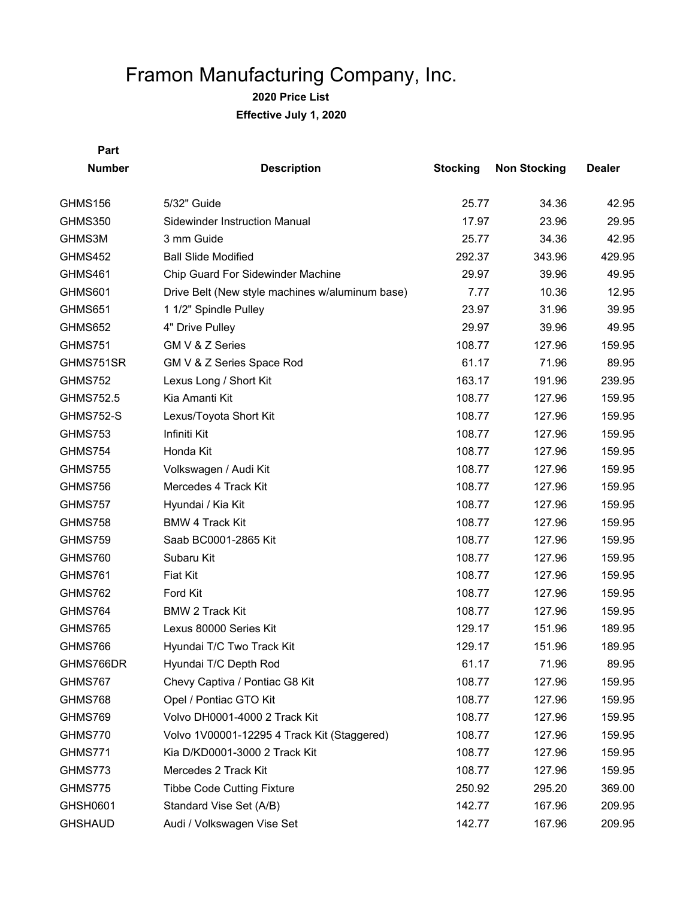# Framon Manufacturing Company, Inc.

**2020 Price List**

**Effective July 1, 2020**

| Part Number | Description | Stocking | Non Stocking | Dealer |
|---|---|---|---|---|
| GHMS156 | 5/32" Guide | 25.77 | 34.36 | 42.95 |
| GHMS350 | Sidewinder Instruction Manual | 17.97 | 23.96 | 29.95 |
| GHMS3M | 3 mm Guide | 25.77 | 34.36 | 42.95 |
| GHMS452 | Ball Slide Modified | 292.37 | 343.96 | 429.95 |
| GHMS461 | Chip Guard For Sidewinder Machine | 29.97 | 39.96 | 49.95 |
| GHMS601 | Drive Belt (New style machines w/aluminum base) | 7.77 | 10.36 | 12.95 |
| GHMS651 | 1 1/2" Spindle Pulley | 23.97 | 31.96 | 39.95 |
| GHMS652 | 4" Drive Pulley | 29.97 | 39.96 | 49.95 |
| GHMS751 | GM V & Z Series | 108.77 | 127.96 | 159.95 |
| GHMS751SR | GM V & Z Series Space Rod | 61.17 | 71.96 | 89.95 |
| GHMS752 | Lexus Long / Short Kit | 163.17 | 191.96 | 239.95 |
| GHMS752.5 | Kia Amanti Kit | 108.77 | 127.96 | 159.95 |
| GHMS752-S | Lexus/Toyota Short Kit | 108.77 | 127.96 | 159.95 |
| GHMS753 | Infiniti Kit | 108.77 | 127.96 | 159.95 |
| GHMS754 | Honda Kit | 108.77 | 127.96 | 159.95 |
| GHMS755 | Volkswagen / Audi Kit | 108.77 | 127.96 | 159.95 |
| GHMS756 | Mercedes 4 Track Kit | 108.77 | 127.96 | 159.95 |
| GHMS757 | Hyundai / Kia Kit | 108.77 | 127.96 | 159.95 |
| GHMS758 | BMW 4 Track Kit | 108.77 | 127.96 | 159.95 |
| GHMS759 | Saab BC0001-2865 Kit | 108.77 | 127.96 | 159.95 |
| GHMS760 | Subaru Kit | 108.77 | 127.96 | 159.95 |
| GHMS761 | Fiat Kit | 108.77 | 127.96 | 159.95 |
| GHMS762 | Ford Kit | 108.77 | 127.96 | 159.95 |
| GHMS764 | BMW 2 Track Kit | 108.77 | 127.96 | 159.95 |
| GHMS765 | Lexus 80000 Series Kit | 129.17 | 151.96 | 189.95 |
| GHMS766 | Hyundai T/C Two Track Kit | 129.17 | 151.96 | 189.95 |
| GHMS766DR | Hyundai T/C Depth Rod | 61.17 | 71.96 | 89.95 |
| GHMS767 | Chevy Captiva / Pontiac G8 Kit | 108.77 | 127.96 | 159.95 |
| GHMS768 | Opel / Pontiac GTO Kit | 108.77 | 127.96 | 159.95 |
| GHMS769 | Volvo DH0001-4000 2 Track Kit | 108.77 | 127.96 | 159.95 |
| GHMS770 | Volvo 1V00001-12295 4 Track Kit (Staggered) | 108.77 | 127.96 | 159.95 |
| GHMS771 | Kia D/KD0001-3000 2 Track Kit | 108.77 | 127.96 | 159.95 |
| GHMS773 | Mercedes 2 Track Kit | 108.77 | 127.96 | 159.95 |
| GHMS775 | Tibbe Code Cutting Fixture | 250.92 | 295.20 | 369.00 |
| GHSH0601 | Standard Vise Set (A/B) | 142.77 | 167.96 | 209.95 |
| GHSHAUD | Audi / Volkswagen Vise Set | 142.77 | 167.96 | 209.95 |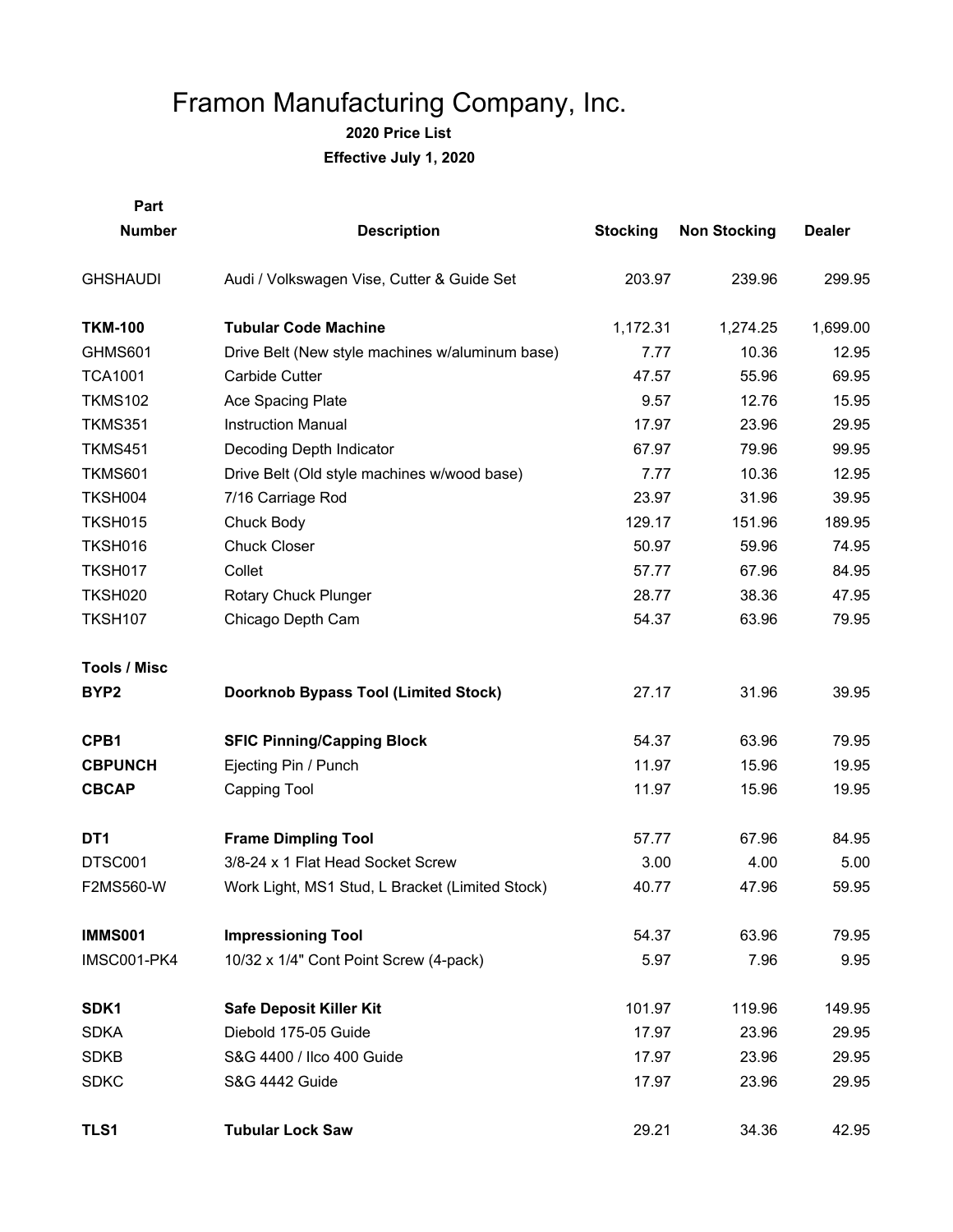# Framon Manufacturing Company, Inc.

**2020 Price List**

**Effective July 1, 2020**

| Part Number | Description | Stocking | Non Stocking | Dealer |
|---|---|---|---|---|
| GHSHAUDI | Audi / Volkswagen Vise, Cutter & Guide Set | 203.97 | 239.96 | 299.95 |
| | | | | |
| **TKM-100** | **Tubular Code Machine** | 1,172.31 | 1,274.25 | 1,699.00 |
| GHMS601 | Drive Belt (New style machines w/aluminum base) | 7.77 | 10.36 | 12.95 |
| TCA1001 | Carbide Cutter | 47.57 | 55.96 | 69.95 |
| TKMS102 | Ace Spacing Plate | 9.57 | 12.76 | 15.95 |
| TKMS351 | Instruction Manual | 17.97 | 23.96 | 29.95 |
| TKMS451 | Decoding Depth Indicator | 67.97 | 79.96 | 99.95 |
| TKMS601 | Drive Belt (Old style machines w/wood base) | 7.77 | 10.36 | 12.95 |
| TKSH004 | 7/16 Carriage Rod | 23.97 | 31.96 | 39.95 |
| TKSH015 | Chuck Body | 129.17 | 151.96 | 189.95 |
| TKSH016 | Chuck Closer | 50.97 | 59.96 | 74.95 |
| TKSH017 | Collet | 57.77 | 67.96 | 84.95 |
| TKSH020 | Rotary Chuck Plunger | 28.77 | 38.36 | 47.95 |
| TKSH107 | Chicago Depth Cam | 54.37 | 63.96 | 79.95 |
| | | | | |
| **Tools / Misc** | | | | |
| **BYP2** | **Doorknob Bypass Tool (Limited Stock)** | 27.17 | 31.96 | 39.95 |
| | | | | |
| **CPB1** | **SFIC Pinning/Capping Block** | 54.37 | 63.96 | 79.95 |
| **CBPUNCH** | Ejecting Pin / Punch | 11.97 | 15.96 | 19.95 |
| **CBCAP** | Capping Tool | 11.97 | 15.96 | 19.95 |
| | | | | |
| **DT1** | **Frame Dimpling Tool** | 57.77 | 67.96 | 84.95 |
| DTSC001 | 3/8-24 x 1 Flat Head Socket Screw | 3.00 | 4.00 | 5.00 |
| F2MS560-W | Work Light, MS1 Stud, L Bracket (Limited Stock) | 40.77 | 47.96 | 59.95 |
| | | | | |
| **IMMS001** | **Impressioning Tool** | 54.37 | 63.96 | 79.95 |
| IMSC001-PK4 | 10/32 x 1/4" Cont Point Screw (4-pack) | 5.97 | 7.96 | 9.95 |
| | | | | |
| **SDK1** | **Safe Deposit Killer Kit** | 101.97 | 119.96 | 149.95 |
| SDKA | Diebold 175-05 Guide | 17.97 | 23.96 | 29.95 |
| SDKB | S&G 4400 / Ilco 400 Guide | 17.97 | 23.96 | 29.95 |
| SDKC | S&G 4442 Guide | 17.97 | 23.96 | 29.95 |
| | | | | |
| **TLS1** | **Tubular Lock Saw** | 29.21 | 34.36 | 42.95 |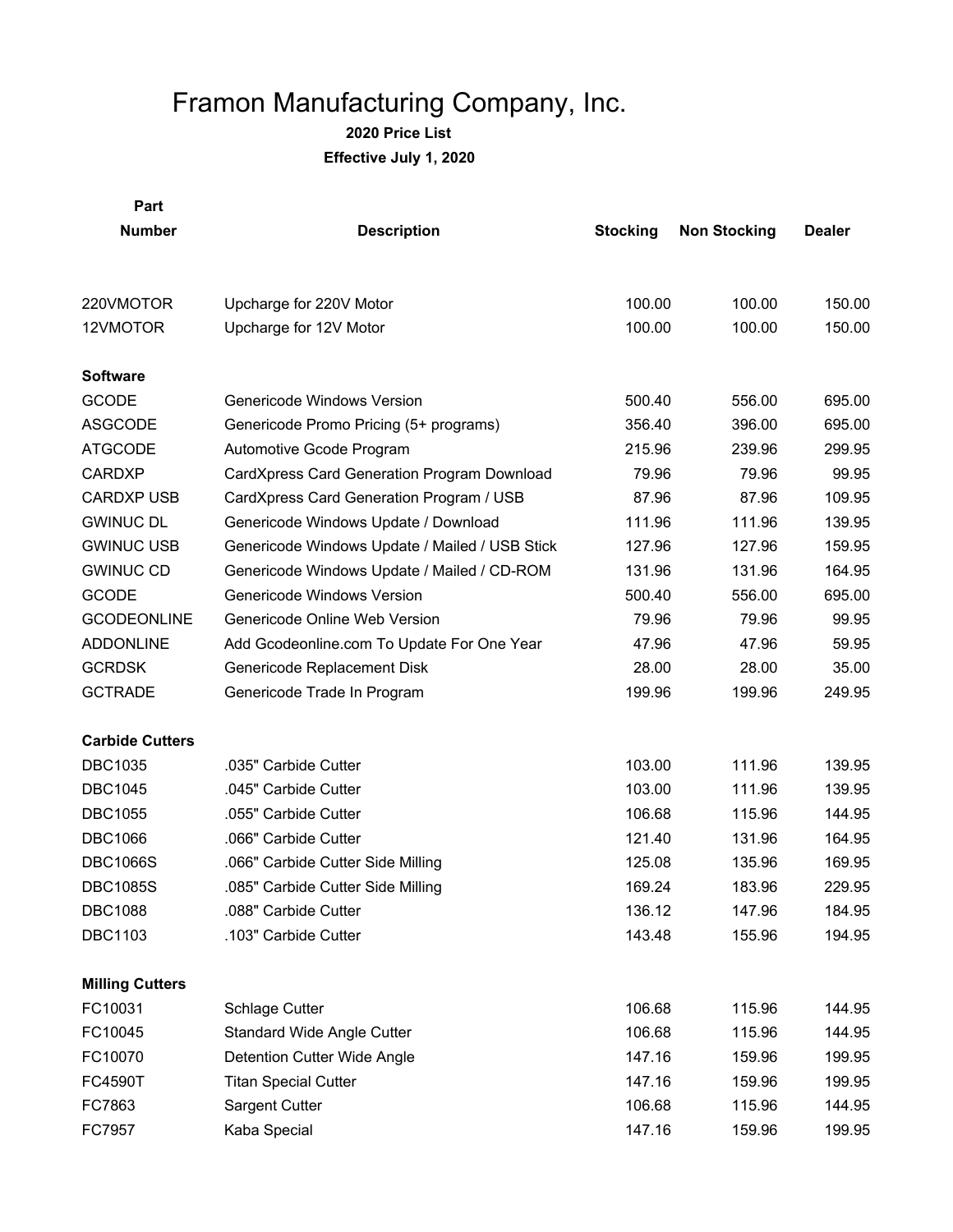# Framon Manufacturing Company, Inc.

**2020 Price List**

**Effective July 1, 2020**

| Part Number | Description | Stocking | Non Stocking | Dealer |
|---|---|---|---|---|
| 220VMOTOR | Upcharge for 220V Motor | 100.00 | 100.00 | 150.00 |
| 12VMOTOR | Upcharge for 12V Motor | 100.00 | 100.00 | 150.00 |
| **Software** | | | | |
| GCODE | Genericode Windows Version | 500.40 | 556.00 | 695.00 |
| ASGCODE | Genericode Promo Pricing (5+ programs) | 356.40 | 396.00 | 695.00 |
| ATGCODE | Automotive Gcode Program | 215.96 | 239.96 | 299.95 |
| CARDXP | CardXpress Card Generation Program Download | 79.96 | 79.96 | 99.95 |
| CARDXP USB | CardXpress Card Generation Program / USB | 87.96 | 87.96 | 109.95 |
| GWINUC DL | Genericode Windows Update / Download | 111.96 | 111.96 | 139.95 |
| GWINUC USB | Genericode Windows Update / Mailed / USB Stick | 127.96 | 127.96 | 159.95 |
| GWINUC CD | Genericode Windows Update / Mailed / CD-ROM | 131.96 | 131.96 | 164.95 |
| GCODE | Genericode Windows Version | 500.40 | 556.00 | 695.00 |
| GCODEONLINE | Genericode Online Web Version | 79.96 | 79.96 | 99.95 |
| ADDONLINE | Add Gcodeonline.com To Update For One Year | 47.96 | 47.96 | 59.95 |
| GCRDSK | Genericode Replacement Disk | 28.00 | 28.00 | 35.00 |
| GCTRADE | Genericode Trade In Program | 199.96 | 199.96 | 249.95 |
| **Carbide Cutters** | | | | |
| DBC1035 | .035" Carbide Cutter | 103.00 | 111.96 | 139.95 |
| DBC1045 | .045" Carbide Cutter | 103.00 | 111.96 | 139.95 |
| DBC1055 | .055" Carbide Cutter | 106.68 | 115.96 | 144.95 |
| DBC1066 | .066" Carbide Cutter | 121.40 | 131.96 | 164.95 |
| DBC1066S | .066" Carbide Cutter Side Milling | 125.08 | 135.96 | 169.95 |
| DBC1085S | .085" Carbide Cutter Side Milling | 169.24 | 183.96 | 229.95 |
| DBC1088 | .088" Carbide Cutter | 136.12 | 147.96 | 184.95 |
| DBC1103 | .103" Carbide Cutter | 143.48 | 155.96 | 194.95 |
| **Milling Cutters** | | | | |
| FC10031 | Schlage Cutter | 106.68 | 115.96 | 144.95 |
| FC10045 | Standard Wide Angle Cutter | 106.68 | 115.96 | 144.95 |
| FC10070 | Detention Cutter Wide Angle | 147.16 | 159.96 | 199.95 |
| FC4590T | Titan Special Cutter | 147.16 | 159.96 | 199.95 |
| FC7863 | Sargent Cutter | 106.68 | 115.96 | 144.95 |
| FC7957 | Kaba Special | 147.16 | 159.96 | 199.95 |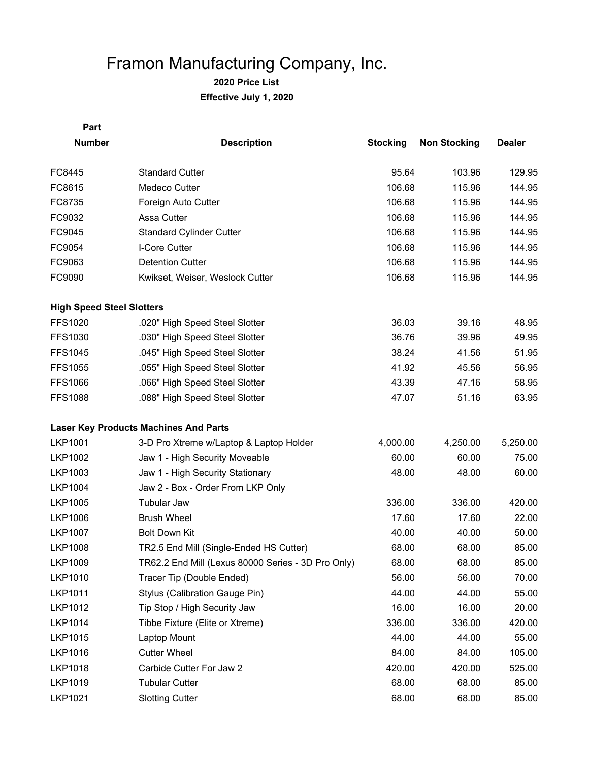# Framon Manufacturing Company, Inc.

**2020 Price List**

**Effective July 1, 2020**

| Part Number | Description | Stocking | Non Stocking | Dealer |
|---|---|---|---|---|
| FC8445 | Standard Cutter | 95.64 | 103.96 | 129.95 |
| FC8615 | Medeco Cutter | 106.68 | 115.96 | 144.95 |
| FC8735 | Foreign Auto Cutter | 106.68 | 115.96 | 144.95 |
| FC9032 | Assa Cutter | 106.68 | 115.96 | 144.95 |
| FC9045 | Standard Cylinder Cutter | 106.68 | 115.96 | 144.95 |
| FC9054 | I-Core Cutter | 106.68 | 115.96 | 144.95 |
| FC9063 | Detention Cutter | 106.68 | 115.96 | 144.95 |
| FC9090 | Kwikset, Weiser, Weslock Cutter | 106.68 | 115.96 | 144.95 |
| **High Speed Steel Slotters** | | | | |
| FFS1020 | .020" High Speed Steel Slotter | 36.03 | 39.16 | 48.95 |
| FFS1030 | .030" High Speed Steel Slotter | 36.76 | 39.96 | 49.95 |
| FFS1045 | .045" High Speed Steel Slotter | 38.24 | 41.56 | 51.95 |
| FFS1055 | .055" High Speed Steel Slotter | 41.92 | 45.56 | 56.95 |
| FFS1066 | .066" High Speed Steel Slotter | 43.39 | 47.16 | 58.95 |
| FFS1088 | .088" High Speed Steel Slotter | 47.07 | 51.16 | 63.95 |
| **Laser Key Products Machines And Parts** | | | | |
| LKP1001 | 3-D Pro Xtreme w/Laptop & Laptop Holder | 4,000.00 | 4,250.00 | 5,250.00 |
| LKP1002 | Jaw 1 - High Security Moveable | 60.00 | 60.00 | 75.00 |
| LKP1003 | Jaw 1 - High Security Stationary | 48.00 | 48.00 | 60.00 |
| LKP1004 | Jaw 2 - Box - Order From LKP Only | | | |
| LKP1005 | Tubular Jaw | 336.00 | 336.00 | 420.00 |
| LKP1006 | Brush Wheel | 17.60 | 17.60 | 22.00 |
| LKP1007 | Bolt Down Kit | 40.00 | 40.00 | 50.00 |
| LKP1008 | TR2.5 End Mill (Single-Ended HS Cutter) | 68.00 | 68.00 | 85.00 |
| LKP1009 | TR62.2 End Mill (Lexus 80000 Series - 3D Pro Only) | 68.00 | 68.00 | 85.00 |
| LKP1010 | Tracer Tip (Double Ended) | 56.00 | 56.00 | 70.00 |
| LKP1011 | Stylus (Calibration Gauge Pin) | 44.00 | 44.00 | 55.00 |
| LKP1012 | Tip Stop / High Security Jaw | 16.00 | 16.00 | 20.00 |
| LKP1014 | Tibbe Fixture (Elite or Xtreme) | 336.00 | 336.00 | 420.00 |
| LKP1015 | Laptop Mount | 44.00 | 44.00 | 55.00 |
| LKP1016 | Cutter Wheel | 84.00 | 84.00 | 105.00 |
| LKP1018 | Carbide Cutter For Jaw 2 | 420.00 | 420.00 | 525.00 |
| LKP1019 | Tubular Cutter | 68.00 | 68.00 | 85.00 |
| LKP1021 | Slotting Cutter | 68.00 | 68.00 | 85.00 |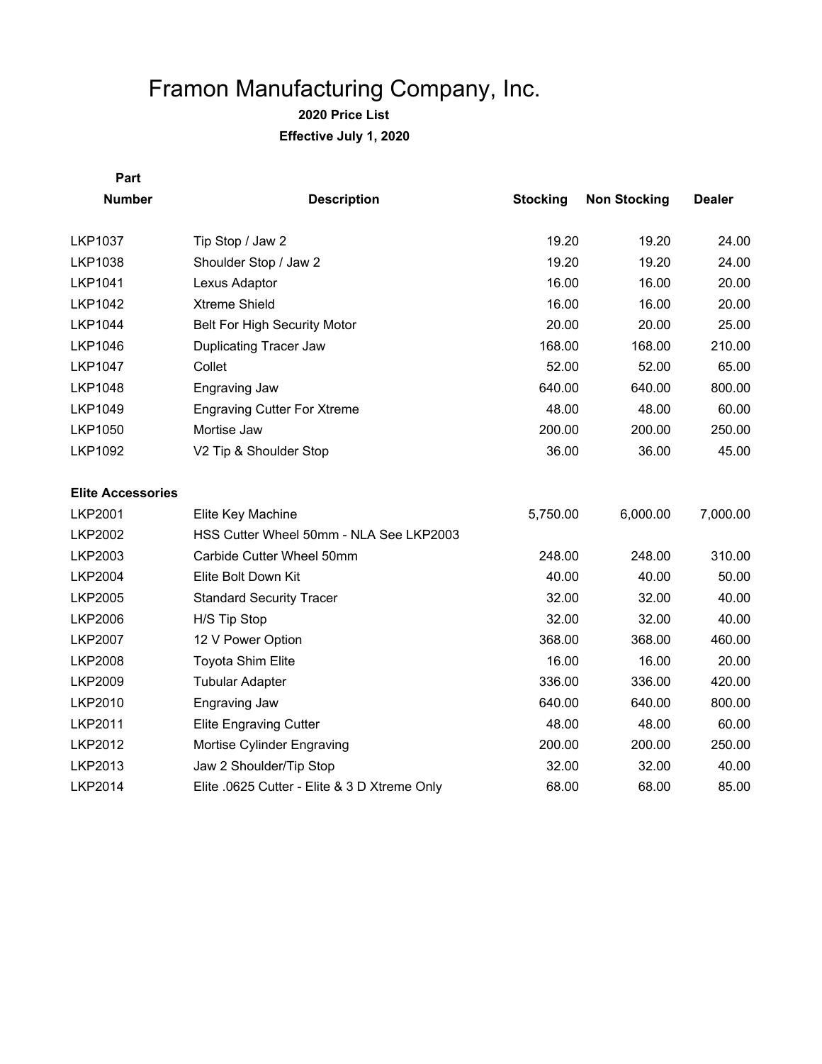# Framon Manufacturing Company, Inc.

**2020 Price List**

**Effective July 1, 2020**

| Part Number | Description | Stocking | Non Stocking | Dealer |
|---|---|---|---|---|
| LKP1037 | Tip Stop / Jaw 2 | 19.20 | 19.20 | 24.00 |
| LKP1038 | Shoulder Stop / Jaw 2 | 19.20 | 19.20 | 24.00 |
| LKP1041 | Lexus Adaptor | 16.00 | 16.00 | 20.00 |
| LKP1042 | Xtreme Shield | 16.00 | 16.00 | 20.00 |
| LKP1044 | Belt For High Security Motor | 20.00 | 20.00 | 25.00 |
| LKP1046 | Duplicating Tracer Jaw | 168.00 | 168.00 | 210.00 |
| LKP1047 | Collet | 52.00 | 52.00 | 65.00 |
| LKP1048 | Engraving Jaw | 640.00 | 640.00 | 800.00 |
| LKP1049 | Engraving Cutter For Xtreme | 48.00 | 48.00 | 60.00 |
| LKP1050 | Mortise Jaw | 200.00 | 200.00 | 250.00 |
| LKP1092 | V2 Tip & Shoulder Stop | 36.00 | 36.00 | 45.00 |
| **Elite Accessories** | | | | |
| LKP2001 | Elite Key Machine | 5,750.00 | 6,000.00 | 7,000.00 |
| LKP2002 | HSS Cutter Wheel 50mm - NLA See LKP2003 | | | |
| LKP2003 | Carbide Cutter Wheel 50mm | 248.00 | 248.00 | 310.00 |
| LKP2004 | Elite Bolt Down Kit | 40.00 | 40.00 | 50.00 |
| LKP2005 | Standard Security Tracer | 32.00 | 32.00 | 40.00 |
| LKP2006 | H/S Tip Stop | 32.00 | 32.00 | 40.00 |
| LKP2007 | 12 V Power Option | 368.00 | 368.00 | 460.00 |
| LKP2008 | Toyota Shim Elite | 16.00 | 16.00 | 20.00 |
| LKP2009 | Tubular Adapter | 336.00 | 336.00 | 420.00 |
| LKP2010 | Engraving Jaw | 640.00 | 640.00 | 800.00 |
| LKP2011 | Elite Engraving Cutter | 48.00 | 48.00 | 60.00 |
| LKP2012 | Mortise Cylinder Engraving | 200.00 | 200.00 | 250.00 |
| LKP2013 | Jaw 2 Shoulder/Tip Stop | 32.00 | 32.00 | 40.00 |
| LKP2014 | Elite .0625 Cutter - Elite & 3 D Xtreme Only | 68.00 | 68.00 | 85.00 |